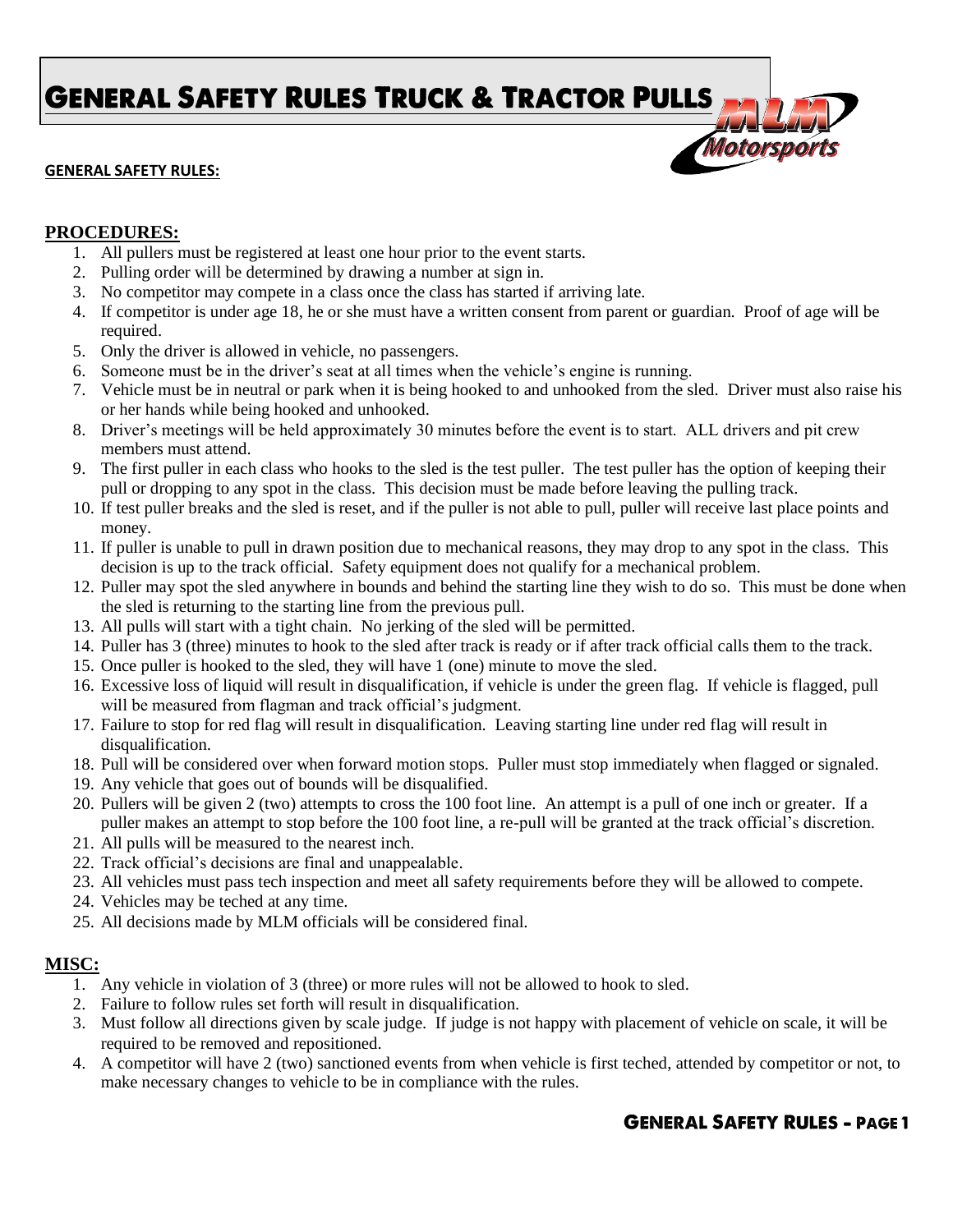# General Safety Rules Truck & Tractor Pulls

**GENERAL SAFETY RULES:**

## PROCEDURES:

1. All pullers must be registered at least one hour prior to the event starts.
2. Pulling order will be determined by drawing a number at sign in.
3. No competitor may compete in a class once the class has started if arriving late.
4. If competitor is under age 18, he or she must have a written consent from parent or guardian. Proof of age will be required.
5. Only the driver is allowed in vehicle, no passengers.
6. Someone must be in the driver's seat at all times when the vehicle's engine is running.
7. Vehicle must be in neutral or park when it is being hooked to and unhooked from the sled. Driver must also raise his or her hands while being hooked and unhooked.
8. Driver's meetings will be held approximately 30 minutes before the event is to start. ALL drivers and pit crew members must attend.
9. The first puller in each class who hooks to the sled is the test puller. The test puller has the option of keeping their pull or dropping to any spot in the class. This decision must be made before leaving the pulling track.
10. If test puller breaks and the sled is reset, and if the puller is not able to pull, puller will receive last place points and money.
11. If puller is unable to pull in drawn position due to mechanical reasons, they may drop to any spot in the class. This decision is up to the track official. Safety equipment does not qualify for a mechanical problem.
12. Puller may spot the sled anywhere in bounds and behind the starting line they wish to do so. This must be done when the sled is returning to the starting line from the previous pull.
13. All pulls will start with a tight chain. No jerking of the sled will be permitted.
14. Puller has 3 (three) minutes to hook to the sled after track is ready or if after track official calls them to the track.
15. Once puller is hooked to the sled, they will have 1 (one) minute to move the sled.
16. Excessive loss of liquid will result in disqualification, if vehicle is under the green flag. If vehicle is flagged, pull will be measured from flagman and track official's judgment.
17. Failure to stop for red flag will result in disqualification. Leaving starting line under red flag will result in disqualification.
18. Pull will be considered over when forward motion stops. Puller must stop immediately when flagged or signaled.
19. Any vehicle that goes out of bounds will be disqualified.
20. Pullers will be given 2 (two) attempts to cross the 100 foot line. An attempt is a pull of one inch or greater. If a puller makes an attempt to stop before the 100 foot line, a re-pull will be granted at the track official's discretion.
21. All pulls will be measured to the nearest inch.
22. Track official's decisions are final and unappealable.
23. All vehicles must pass tech inspection and meet all safety requirements before they will be allowed to compete.
24. Vehicles may be teched at any time.
25. All decisions made by MLM officials will be considered final.

## MISC:

1. Any vehicle in violation of 3 (three) or more rules will not be allowed to hook to sled.
2. Failure to follow rules set forth will result in disqualification.
3. Must follow all directions given by scale judge. If judge is not happy with placement of vehicle on scale, it will be required to be removed and repositioned.
4. A competitor will have 2 (two) sanctioned events from when vehicle is first teched, attended by competitor or not, to make necessary changes to vehicle to be in compliance with the rules.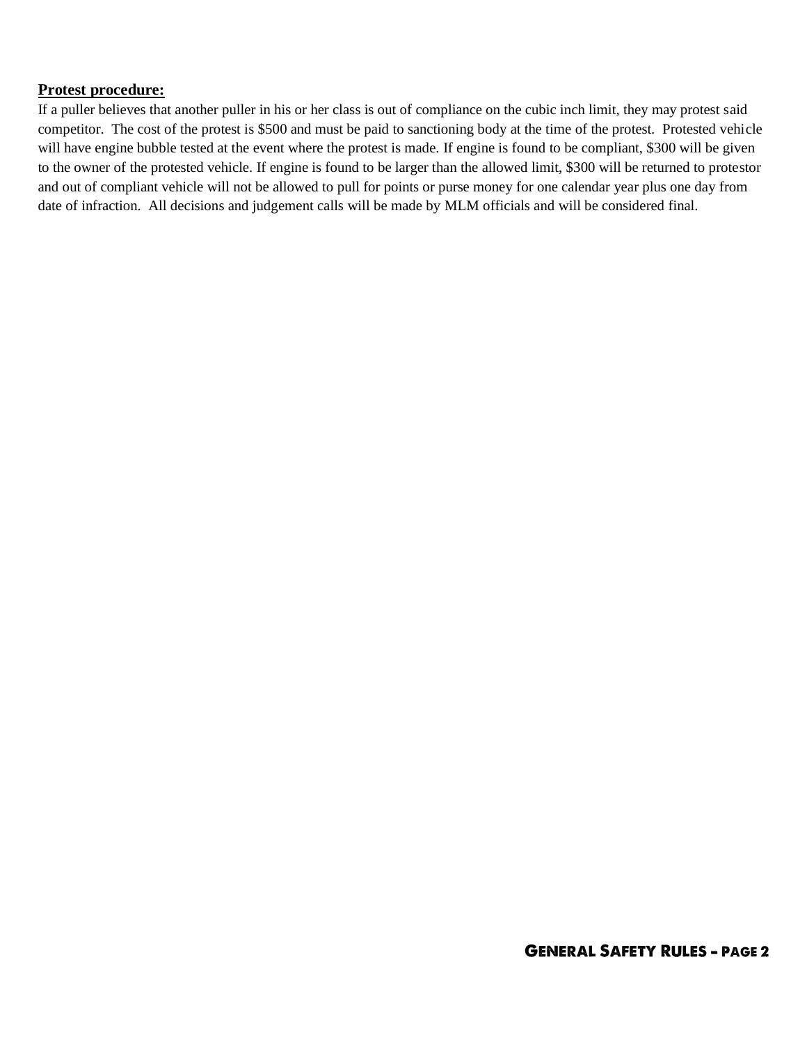**Protest procedure:**

If a puller believes that another puller in his or her class is out of compliance on the cubic inch limit, they may protest said competitor. The cost of the protest is $500 and must be paid to sanctioning body at the time of the protest. Protested vehicle will have engine bubble tested at the event where the protest is made. If engine is found to be compliant, $300 will be given to the owner of the protested vehicle. If engine is found to be larger than the allowed limit, $300 will be returned to protestor and out of compliant vehicle will not be allowed to pull for points or purse money for one calendar year plus one day from date of infraction. All decisions and judgement calls will be made by MLM officials and will be considered final.